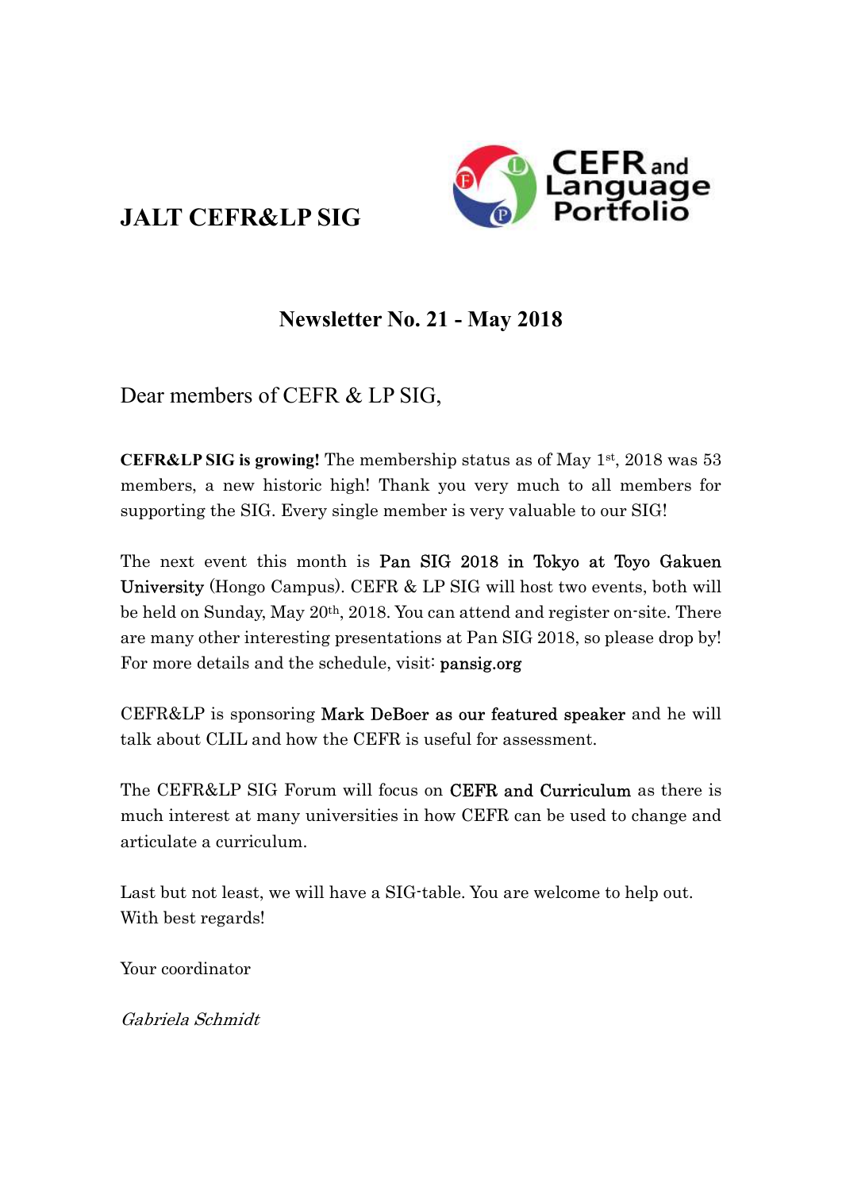# JALT CEFR&LP SIG

## Newsletter No. 21 - May 2018

Dear members of CEFR & LP SIG,

**CEFR&LP SIG is growing!** The membership status as of May 1st, 2018 was 53 members, a new historic high! Thank you very much to all members for supporting the SIG. Every single member is very valuable to our SIG!

The next event this month is **Pan SIG 2018 in Tokyo at Toyo Gakuen University** (Hongo Campus). CEFR & LP SIG will host two events, both will be held on Sunday, May 20th, 2018. You can attend and register on-site. There are many other interesting presentations at Pan SIG 2018, so please drop by! For more details and the schedule, visit: **pansig.org**

CEFR&LP is sponsoring **Mark DeBoer as our featured speaker** and he will talk about CLIL and how the CEFR is useful for assessment.

The CEFR&LP SIG Forum will focus on **CEFR and Curriculum** as there is much interest at many universities in how CEFR can be used to change and articulate a curriculum.

Last but not least, we will have a SIG-table. You are welcome to help out. With best regards!

Your coordinator

*Gabriela Schmidt*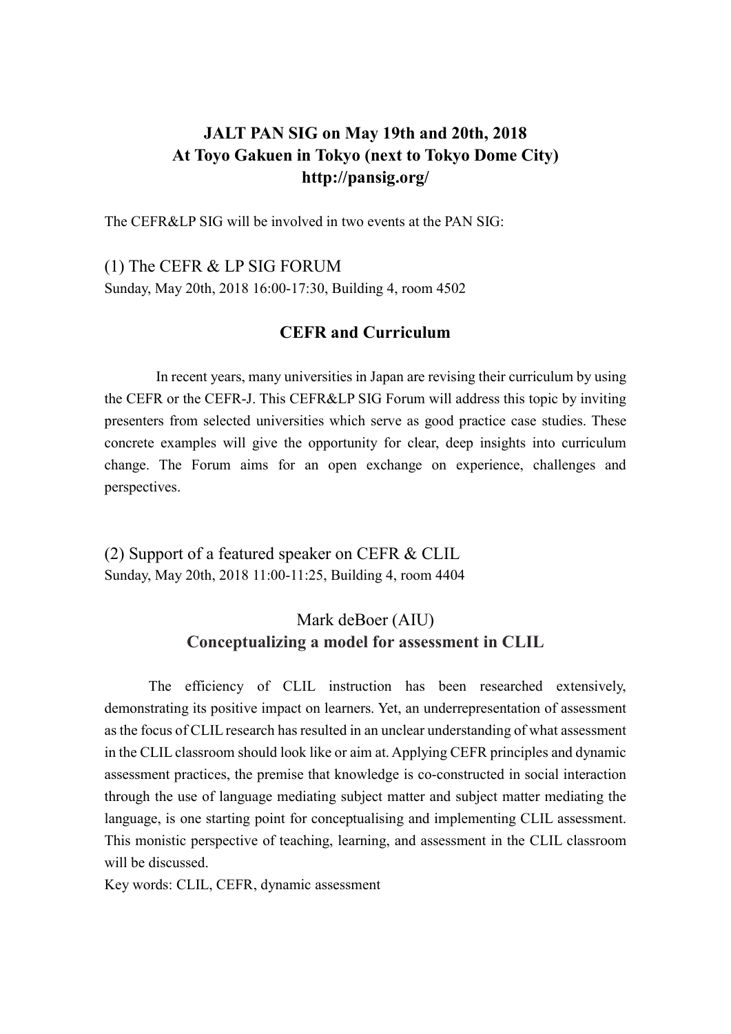**JALT PAN SIG on May 19th and 20th, 2018**
**At Toyo Gakuen in Tokyo (next to Tokyo Dome City)**
**http://pansig.org/**

The CEFR&LP SIG will be involved in two events at the PAN SIG:

## (1) The CEFR & LP SIG FORUM

Sunday, May 20th, 2018 16:00-17:30, Building 4, room 4502

### CEFR and Curriculum

In recent years, many universities in Japan are revising their curriculum by using the CEFR or the CEFR-J. This CEFR&LP SIG Forum will address this topic by inviting presenters from selected universities which serve as good practice case studies. These concrete examples will give the opportunity for clear, deep insights into curriculum change. The Forum aims for an open exchange on experience, challenges and perspectives.

## (2) Support of a featured speaker on CEFR & CLIL

Sunday, May 20th, 2018 11:00-11:25, Building 4, room 4404

### Mark deBoer (AIU)

### Conceptualizing a model for assessment in CLIL

The efficiency of CLIL instruction has been researched extensively, demonstrating its positive impact on learners. Yet, an underrepresentation of assessment as the focus of CLIL research has resulted in an unclear understanding of what assessment in the CLIL classroom should look like or aim at. Applying CEFR principles and dynamic assessment practices, the premise that knowledge is co-constructed in social interaction through the use of language mediating subject matter and subject matter mediating the language, is one starting point for conceptualising and implementing CLIL assessment. This monistic perspective of teaching, learning, and assessment in the CLIL classroom will be discussed.

Key words: CLIL, CEFR, dynamic assessment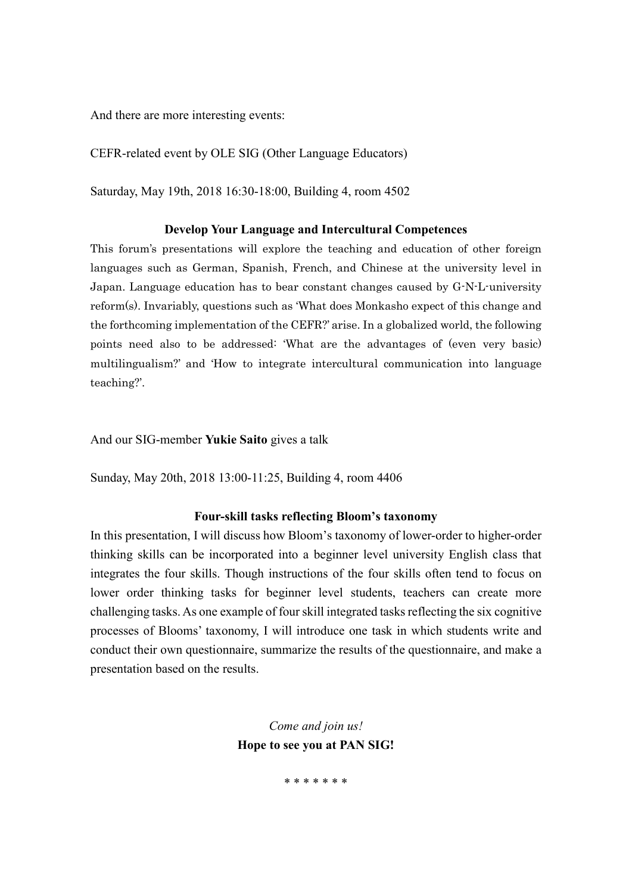And there are more interesting events:

CEFR-related event by OLE SIG (Other Language Educators)

Saturday, May 19th, 2018 16:30-18:00, Building 4, room 4502

**Develop Your Language and Intercultural Competences**

This forum's presentations will explore the teaching and education of other foreign languages such as German, Spanish, French, and Chinese at the university level in Japan. Language education has to bear constant changes caused by G-N-L-university reform(s). Invariably, questions such as 'What does Monkasho expect of this change and the forthcoming implementation of the CEFR?' arise. In a globalized world, the following points need also to be addressed: 'What are the advantages of (even very basic) multilingualism?' and 'How to integrate intercultural communication into language teaching?'.

And our SIG-member **Yukie Saito** gives a talk

Sunday, May 20th, 2018 13:00-11:25, Building 4, room 4406

**Four-skill tasks reflecting Bloom's taxonomy**

In this presentation, I will discuss how Bloom's taxonomy of lower-order to higher-order thinking skills can be incorporated into a beginner level university English class that integrates the four skills. Though instructions of the four skills often tend to focus on lower order thinking tasks for beginner level students, teachers can create more challenging tasks. As one example of four skill integrated tasks reflecting the six cognitive processes of Blooms' taxonomy, I will introduce one task in which students write and conduct their own questionnaire, summarize the results of the questionnaire, and make a presentation based on the results.

*Come and join us!*

**Hope to see you at PAN SIG!**

\* \* \* \* \* \* \*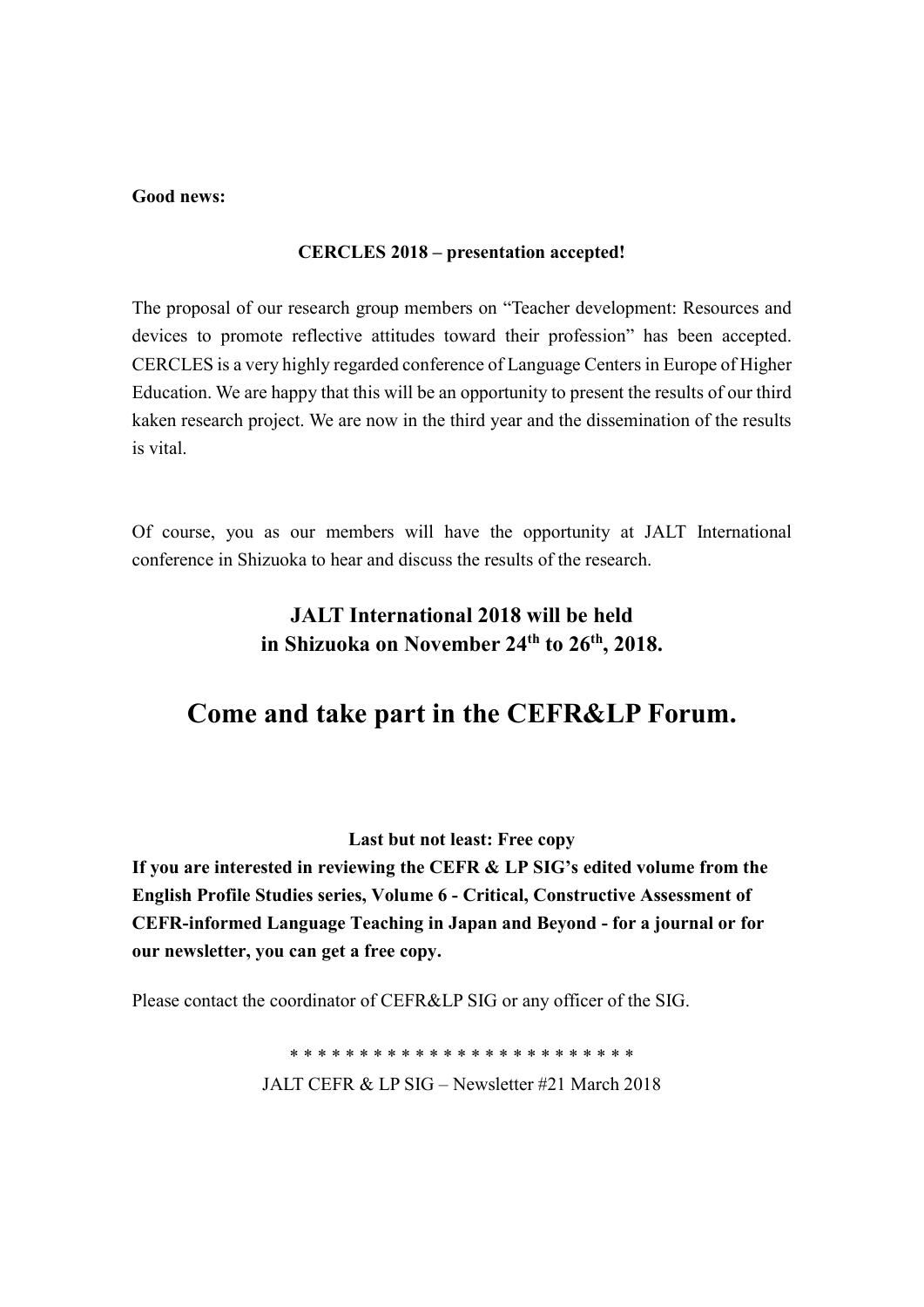**Good news:**

**CERCLES 2018 – presentation accepted!**

The proposal of our research group members on "Teacher development: Resources and devices to promote reflective attitudes toward their profession" has been accepted. CERCLES is a very highly regarded conference of Language Centers in Europe of Higher Education. We are happy that this will be an opportunity to present the results of our third kaken research project. We are now in the third year and the dissemination of the results is vital.

Of course, you as our members will have the opportunity at JALT International conference in Shizuoka to hear and discuss the results of the research.

**JALT International 2018 will be held in Shizuoka on November 24th to 26th, 2018.**

## Come and take part in the CEFR&LP Forum.

**Last but not least: Free copy**

**If you are interested in reviewing the CEFR & LP SIG's edited volume from the English Profile Studies series, Volume 6 - Critical, Constructive Assessment of CEFR-informed Language Teaching in Japan and Beyond - for a journal or for our newsletter, you can get a free copy.**

Please contact the coordinator of CEFR&LP SIG or any officer of the SIG.

\* \* \* \* \* \* \* \* \* \* \* \* \* \* \* \* \* \* \* \* \* \* \* \* \*

JALT CEFR & LP SIG – Newsletter #21 March 2018